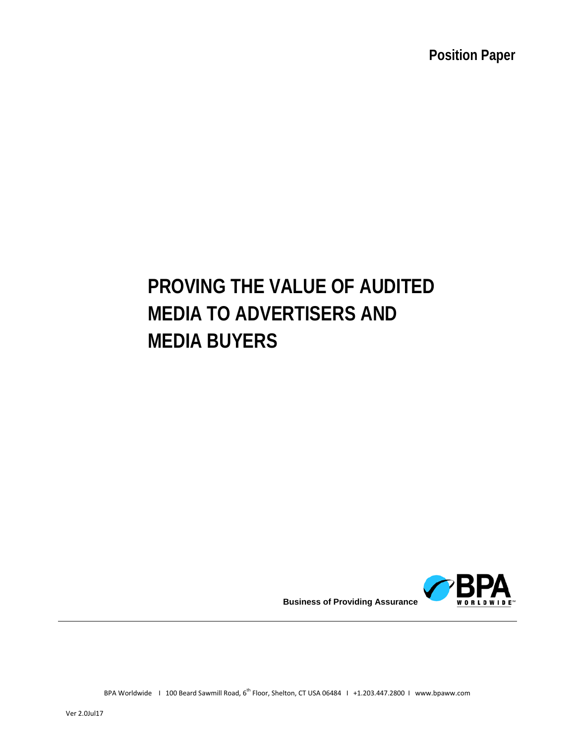**Position Paper**

# PROVING THE VALUE OF AUDITED MEDIA TO ADVERTISERS AND MEDIA BUYERS

**Business of Providing Assurance**

BPA Worldwide I 100 Beard Sawmill Road, 6th Floor, Shelton, CT USA 06484 I +1.203.447.2800 I www.bpaww.com

Ver 2.0Jul17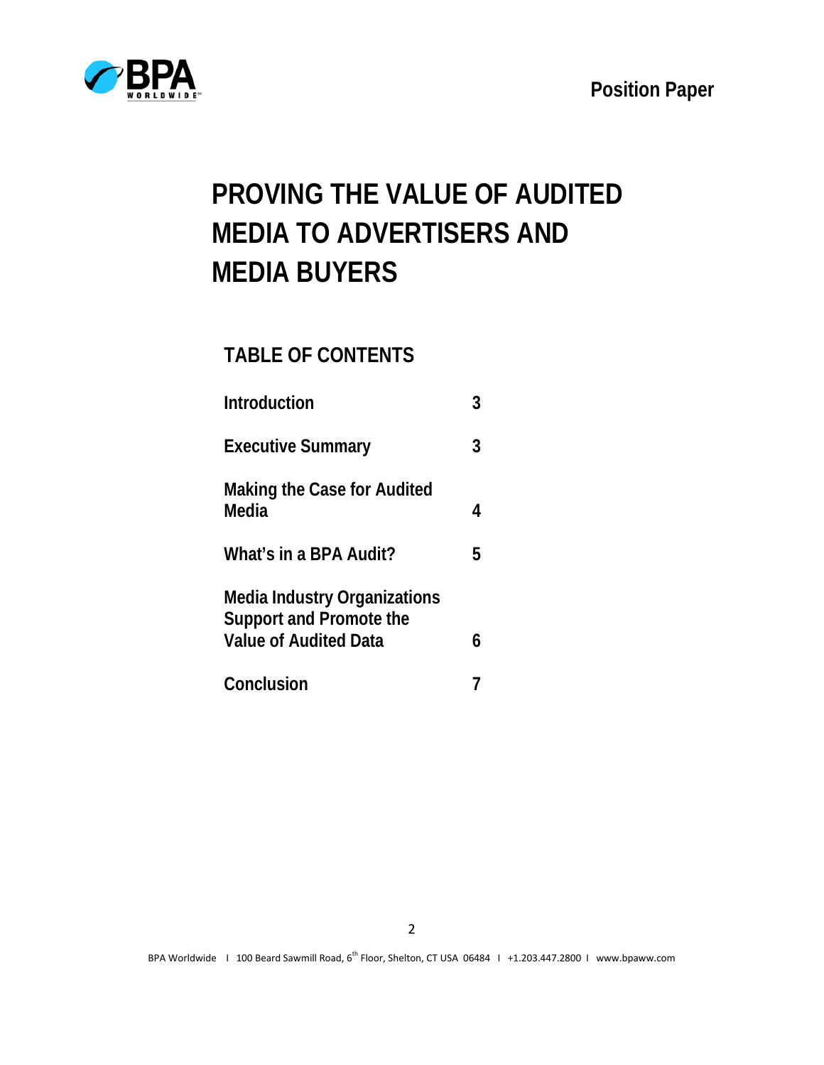Position Paper

# PROVING THE VALUE OF AUDITED MEDIA TO ADVERTISERS AND MEDIA BUYERS

## TABLE OF CONTENTS

| | |
|---|---|
| Introduction | 3 |
| Executive Summary | 3 |
| Making the Case for Audited Media | 4 |
| What's in a BPA Audit? | 5 |
| Media Industry Organizations Support and Promote the Value of Audited Data | 6 |
| Conclusion | 7 |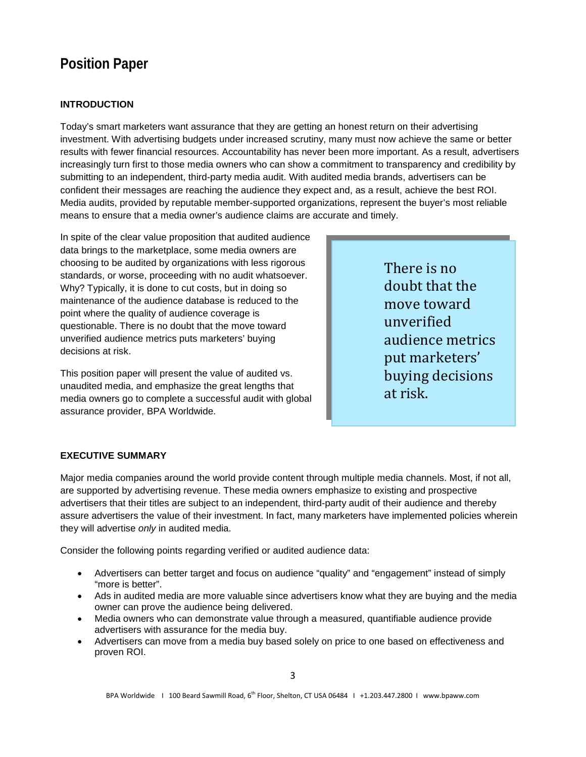# Position Paper

## INTRODUCTION

Today's smart marketers want assurance that they are getting an honest return on their advertising investment. With advertising budgets under increased scrutiny, many must now achieve the same or better results with fewer financial resources. Accountability has never been more important. As a result, advertisers increasingly turn first to those media owners who can show a commitment to transparency and credibility by submitting to an independent, third-party media audit. With audited media brands, advertisers can be confident their messages are reaching the audience they expect and, as a result, achieve the best ROI. Media audits, provided by reputable member-supported organizations, represent the buyer's most reliable means to ensure that a media owner's audience claims are accurate and timely.

In spite of the clear value proposition that audited audience data brings to the marketplace, some media owners are choosing to be audited by organizations with less rigorous standards, or worse, proceeding with no audit whatsoever. Why? Typically, it is done to cut costs, but in doing so maintenance of the audience database is reduced to the point where the quality of audience coverage is questionable. There is no doubt that the move toward unverified audience metrics puts marketers' buying decisions at risk.

> There is no doubt that the move toward unverified audience metrics put marketers' buying decisions at risk.

This position paper will present the value of audited vs. unaudited media, and emphasize the great lengths that media owners go to complete a successful audit with global assurance provider, BPA Worldwide.

## EXECUTIVE SUMMARY

Major media companies around the world provide content through multiple media channels. Most, if not all, are supported by advertising revenue. These media owners emphasize to existing and prospective advertisers that their titles are subject to an independent, third-party audit of their audience and thereby assure advertisers the value of their investment. In fact, many marketers have implemented policies wherein they will advertise *only* in audited media.

Consider the following points regarding verified or audited audience data:

- Advertisers can better target and focus on audience "quality" and "engagement" instead of simply "more is better".
- Ads in audited media are more valuable since advertisers know what they are buying and the media owner can prove the audience being delivered.
- Media owners who can demonstrate value through a measured, quantifiable audience provide advertisers with assurance for the media buy.
- Advertisers can move from a media buy based solely on price to one based on effectiveness and proven ROI.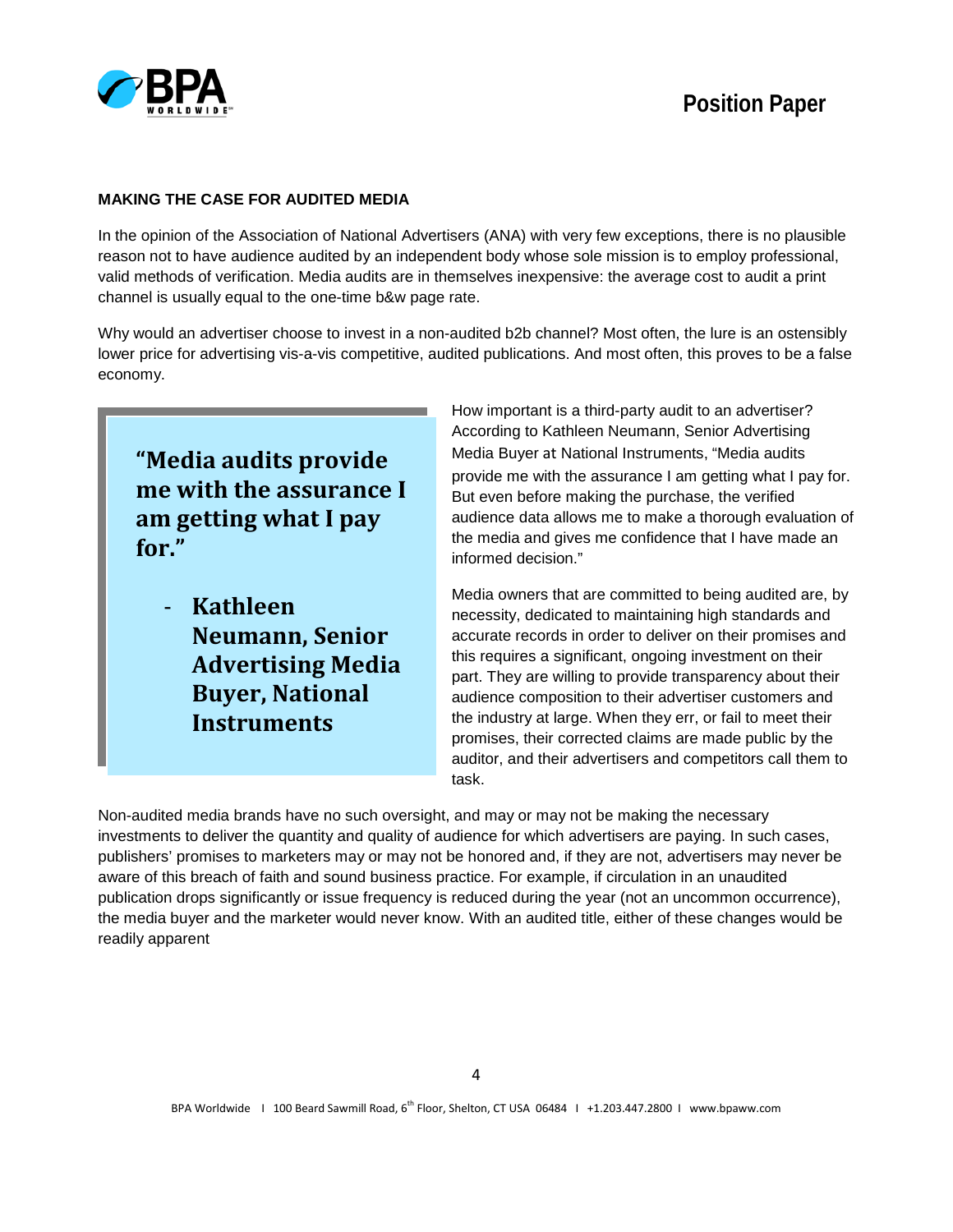## MAKING THE CASE FOR AUDITED MEDIA

In the opinion of the Association of National Advertisers (ANA) with very few exceptions, there is no plausible reason not to have audience audited by an independent body whose sole mission is to employ professional, valid methods of verification. Media audits are in themselves inexpensive: the average cost to audit a print channel is usually equal to the one-time b&w page rate.

Why would an advertiser choose to invest in a non-audited b2b channel? Most often, the lure is an ostensibly lower price for advertising vis-a-vis competitive, audited publications. And most often, this proves to be a false economy.

> **"Media audits provide me with the assurance I am getting what I pay for."**
>
> **- Kathleen Neumann, Senior Advertising Media Buyer, National Instruments**

How important is a third-party audit to an advertiser? According to Kathleen Neumann, Senior Advertising Media Buyer at National Instruments, "Media audits provide me with the assurance I am getting what I pay for. But even before making the purchase, the verified audience data allows me to make a thorough evaluation of the media and gives me confidence that I have made an informed decision."

Media owners that are committed to being audited are, by necessity, dedicated to maintaining high standards and accurate records in order to deliver on their promises and this requires a significant, ongoing investment on their part. They are willing to provide transparency about their audience composition to their advertiser customers and the industry at large. When they err, or fail to meet their promises, their corrected claims are made public by the auditor, and their advertisers and competitors call them to task.

Non-audited media brands have no such oversight, and may or may not be making the necessary investments to deliver the quantity and quality of audience for which advertisers are paying. In such cases, publishers' promises to marketers may or may not be honored and, if they are not, advertisers may never be aware of this breach of faith and sound business practice. For example, if circulation in an unaudited publication drops significantly or issue frequency is reduced during the year (not an uncommon occurrence), the media buyer and the marketer would never know. With an audited title, either of these changes would be readily apparent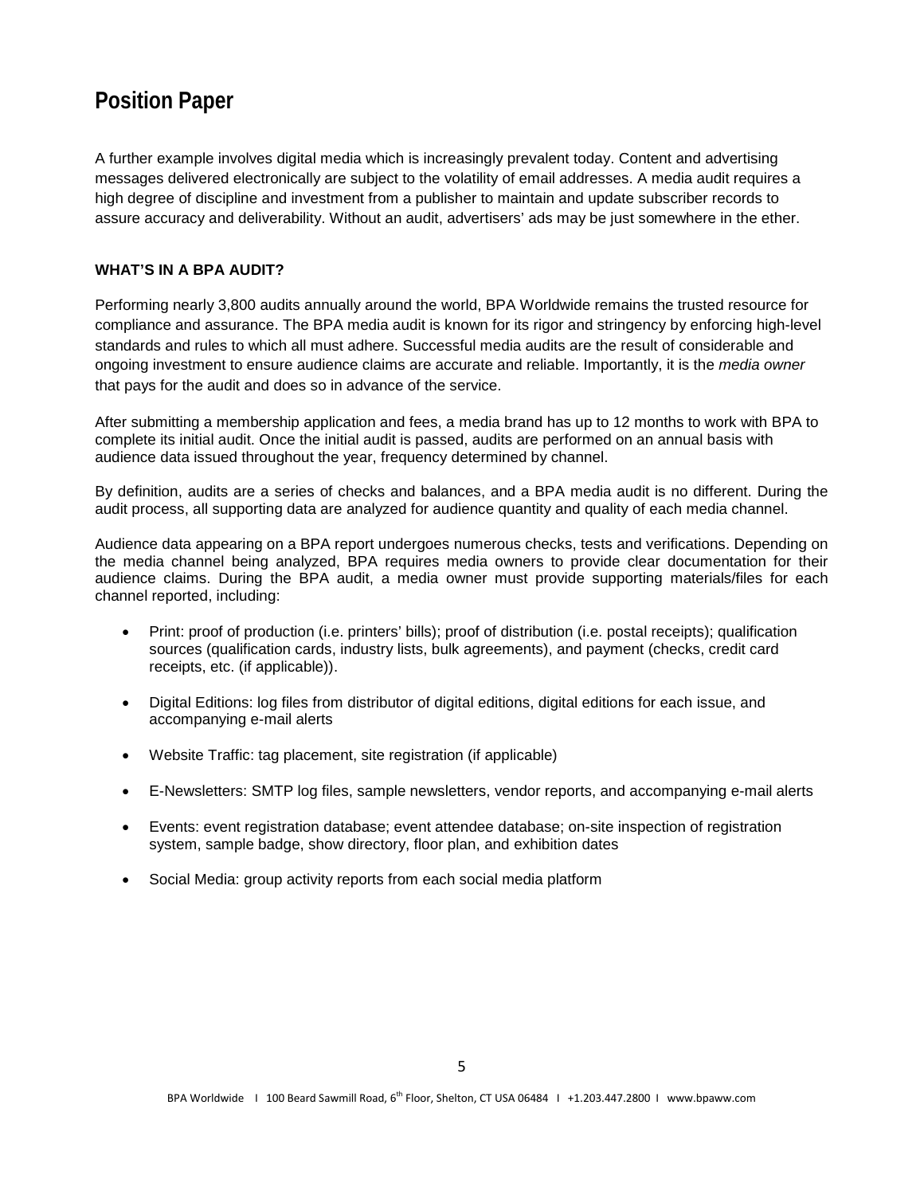# Position Paper

A further example involves digital media which is increasingly prevalent today. Content and advertising messages delivered electronically are subject to the volatility of email addresses. A media audit requires a high degree of discipline and investment from a publisher to maintain and update subscriber records to assure accuracy and deliverability. Without an audit, advertisers' ads may be just somewhere in the ether.

**WHAT'S IN A BPA AUDIT?**

Performing nearly 3,800 audits annually around the world, BPA Worldwide remains the trusted resource for compliance and assurance. The BPA media audit is known for its rigor and stringency by enforcing high-level standards and rules to which all must adhere. Successful media audits are the result of considerable and ongoing investment to ensure audience claims are accurate and reliable. Importantly, it is the *media owner* that pays for the audit and does so in advance of the service.

After submitting a membership application and fees, a media brand has up to 12 months to work with BPA to complete its initial audit. Once the initial audit is passed, audits are performed on an annual basis with audience data issued throughout the year, frequency determined by channel.

By definition, audits are a series of checks and balances, and a BPA media audit is no different. During the audit process, all supporting data are analyzed for audience quantity and quality of each media channel.

Audience data appearing on a BPA report undergoes numerous checks, tests and verifications. Depending on the media channel being analyzed, BPA requires media owners to provide clear documentation for their audience claims. During the BPA audit, a media owner must provide supporting materials/files for each channel reported, including:

- Print: proof of production (i.e. printers' bills); proof of distribution (i.e. postal receipts); qualification sources (qualification cards, industry lists, bulk agreements), and payment (checks, credit card receipts, etc. (if applicable)).
- Digital Editions: log files from distributor of digital editions, digital editions for each issue, and accompanying e-mail alerts
- Website Traffic: tag placement, site registration (if applicable)
- E-Newsletters: SMTP log files, sample newsletters, vendor reports, and accompanying e-mail alerts
- Events: event registration database; event attendee database; on-site inspection of registration system, sample badge, show directory, floor plan, and exhibition dates
- Social Media: group activity reports from each social media platform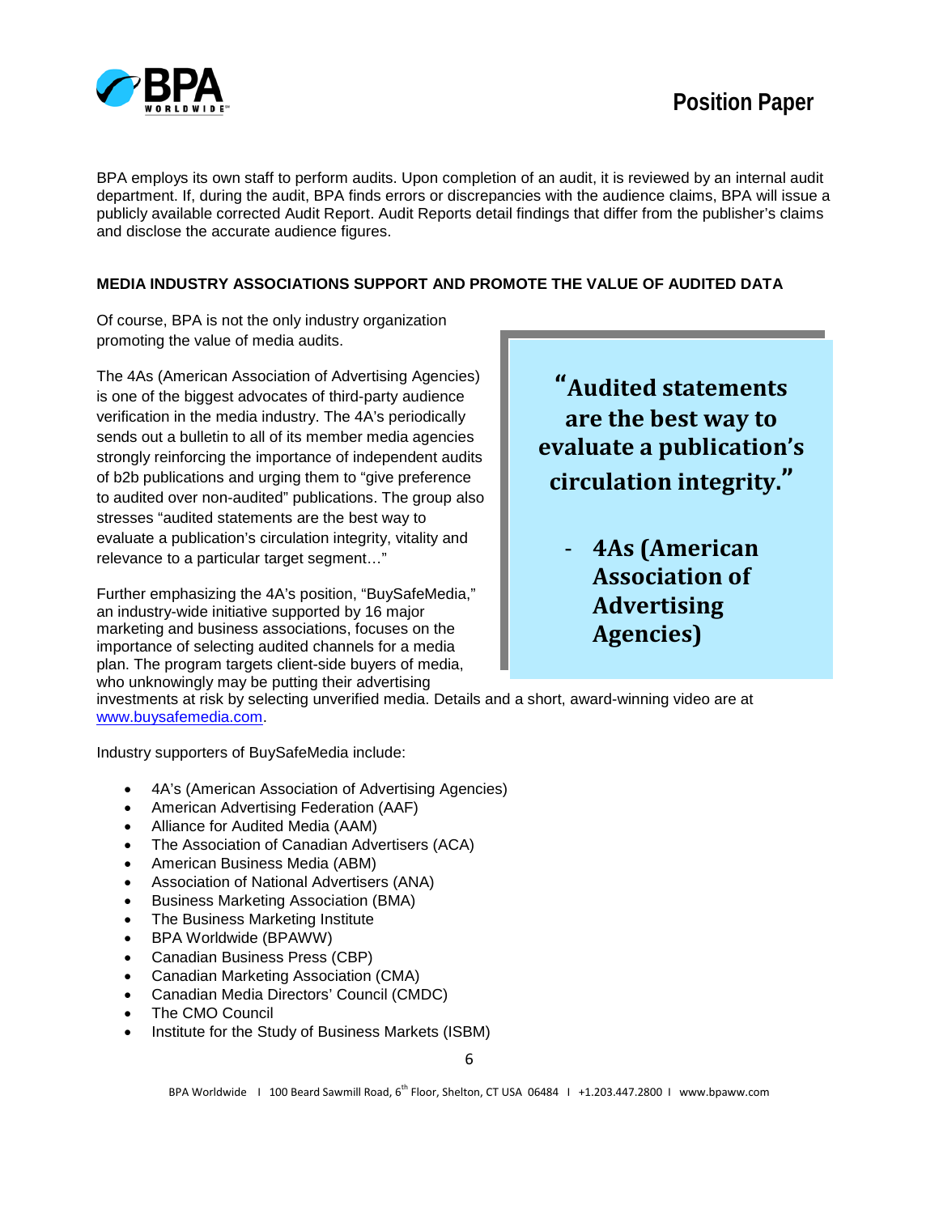BPA employs its own staff to perform audits. Upon completion of an audit, it is reviewed by an internal audit department. If, during the audit, BPA finds errors or discrepancies with the audience claims, BPA will issue a publicly available corrected Audit Report. Audit Reports detail findings that differ from the publisher's claims and disclose the accurate audience figures.

## MEDIA INDUSTRY ASSOCIATIONS SUPPORT AND PROMOTE THE VALUE OF AUDITED DATA

Of course, BPA is not the only industry organization promoting the value of media audits.

The 4As (American Association of Advertising Agencies) is one of the biggest advocates of third-party audience verification in the media industry. The 4A's periodically sends out a bulletin to all of its member media agencies strongly reinforcing the importance of independent audits of b2b publications and urging them to "give preference to audited over non-audited" publications. The group also stresses "audited statements are the best way to evaluate a publication's circulation integrity, vitality and relevance to a particular target segment…"

> **"Audited statements are the best way to evaluate a publication's circulation integrity."**
>
> **- 4As (American Association of Advertising Agencies)**

Further emphasizing the 4A's position, "BuySafeMedia," an industry-wide initiative supported by 16 major marketing and business associations, focuses on the importance of selecting audited channels for a media plan. The program targets client-side buyers of media, who unknowingly may be putting their advertising investments at risk by selecting unverified media. Details and a short, award-winning video are at www.buysafemedia.com.

Industry supporters of BuySafeMedia include:

- 4A's (American Association of Advertising Agencies)
- American Advertising Federation (AAF)
- Alliance for Audited Media (AAM)
- The Association of Canadian Advertisers (ACA)
- American Business Media (ABM)
- Association of National Advertisers (ANA)
- Business Marketing Association (BMA)
- The Business Marketing Institute
- BPA Worldwide (BPAWW)
- Canadian Business Press (CBP)
- Canadian Marketing Association (CMA)
- Canadian Media Directors' Council (CMDC)
- The CMO Council
- Institute for the Study of Business Markets (ISBM)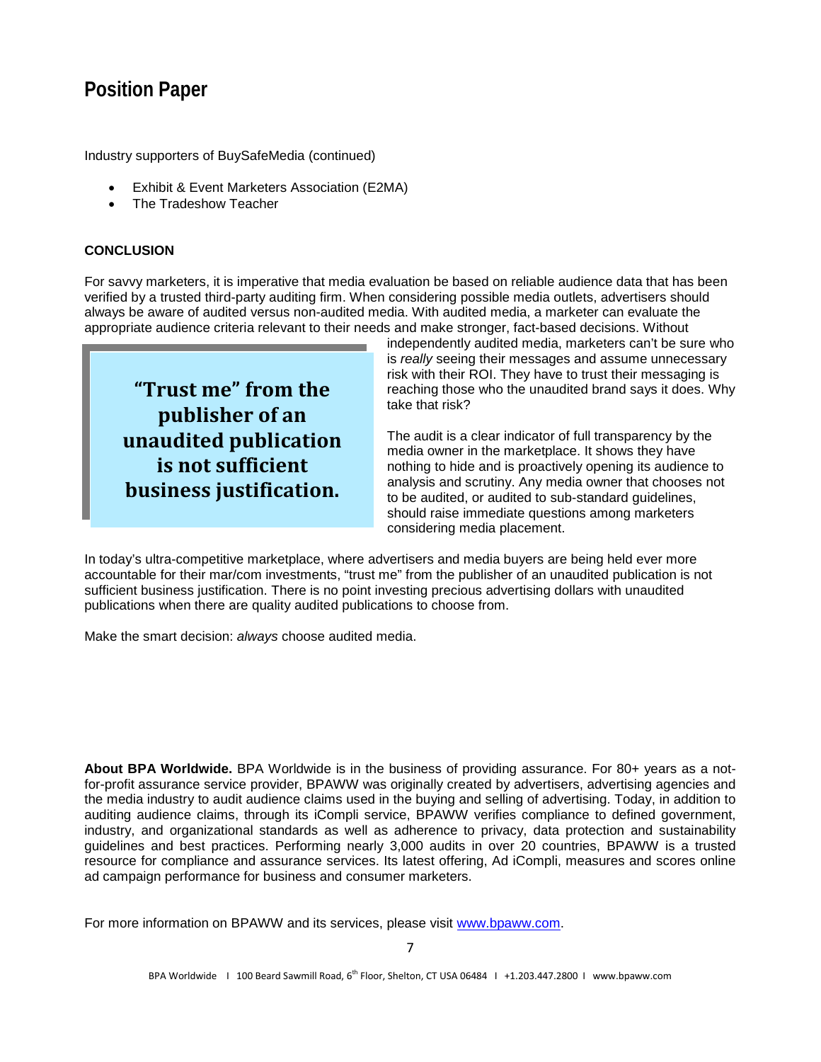## Position Paper

Industry supporters of BuySafeMedia (continued)

- Exhibit & Event Marketers Association (E2MA)
- The Tradeshow Teacher

**CONCLUSION**

For savvy marketers, it is imperative that media evaluation be based on reliable audience data that has been verified by a trusted third-party auditing firm. When considering possible media outlets, advertisers should always be aware of audited versus non-audited media. With audited media, a marketer can evaluate the appropriate audience criteria relevant to their needs and make stronger, fact-based decisions. Without independently audited media, marketers can't be sure who is *really* seeing their messages and assume unnecessary risk with their ROI. They have to trust their messaging is reaching those who the unaudited brand says it does. Why take that risk?

> **"Trust me" from the publisher of an unaudited publication is not sufficient business justification.**

The audit is a clear indicator of full transparency by the media owner in the marketplace. It shows they have nothing to hide and is proactively opening its audience to analysis and scrutiny. Any media owner that chooses not to be audited, or audited to sub-standard guidelines, should raise immediate questions among marketers considering media placement.

In today's ultra-competitive marketplace, where advertisers and media buyers are being held ever more accountable for their mar/com investments, "trust me" from the publisher of an unaudited publication is not sufficient business justification. There is no point investing precious advertising dollars with unaudited publications when there are quality audited publications to choose from.

Make the smart decision: *always* choose audited media.

**About BPA Worldwide.** BPA Worldwide is in the business of providing assurance. For 80+ years as a not-for-profit assurance service provider, BPAWW was originally created by advertisers, advertising agencies and the media industry to audit audience claims used in the buying and selling of advertising. Today, in addition to auditing audience claims, through its iCompli service, BPAWW verifies compliance to defined government, industry, and organizational standards as well as adherence to privacy, data protection and sustainability guidelines and best practices. Performing nearly 3,000 audits in over 20 countries, BPAWW is a trusted resource for compliance and assurance services. Its latest offering, Ad iCompli, measures and scores online ad campaign performance for business and consumer marketers.

For more information on BPAWW and its services, please visit www.bpaww.com.